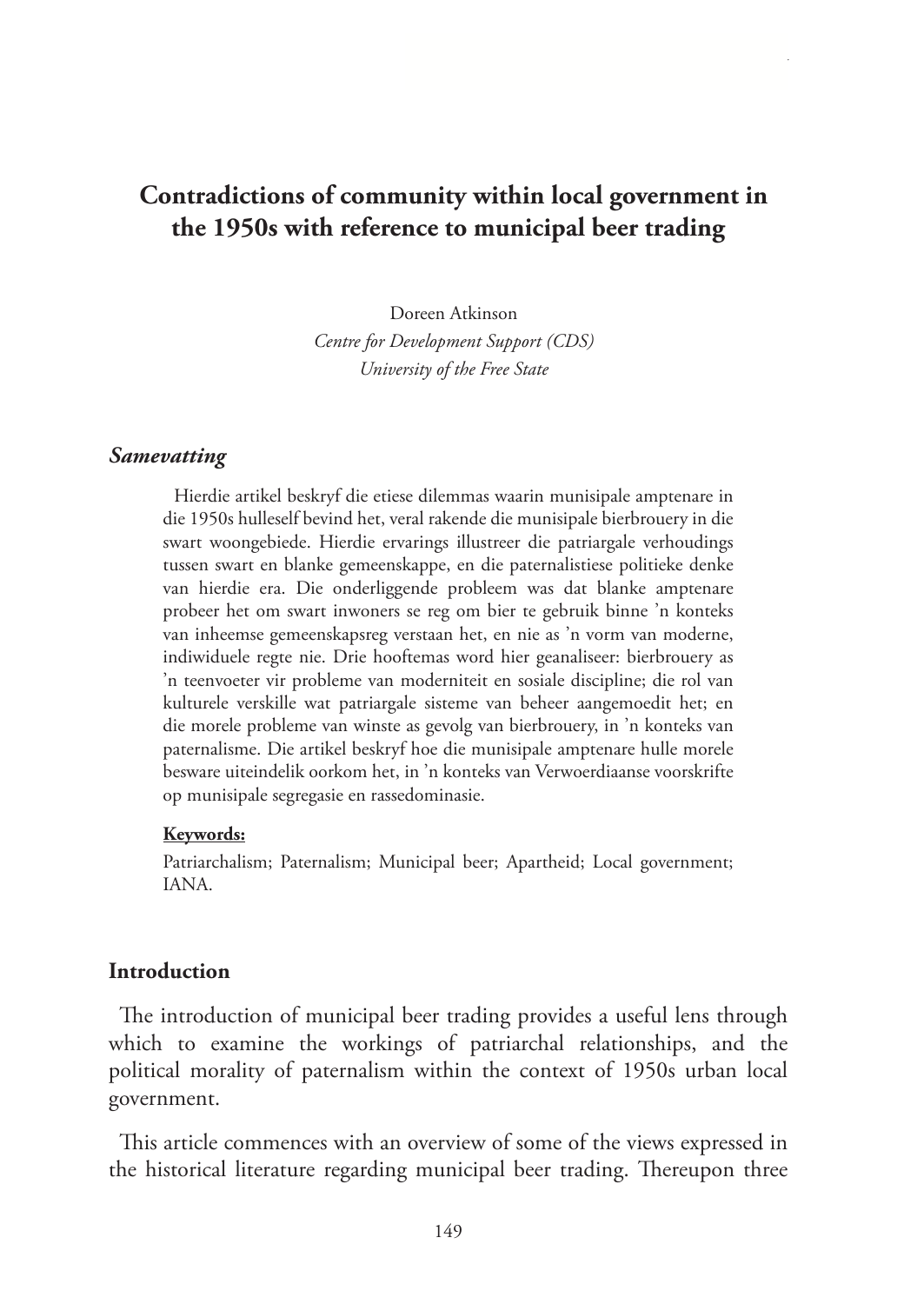# Contradictions of community within local government in the 1950s with reference to municipal beer trading

Doreen Atkinson
*Centre for Development Support (CDS)*
*University of the Free State*

### *Samevatting*

Hierdie artikel beskryf die etiese dilemmas waarin munisipale amptenare in die 1950s hulleself bevind het, veral rakende die munisipale bierbrouery in die swart woongebiede. Hierdie ervarings illustreer die patriargale verhoudings tussen swart en blanke gemeenskappe, en die paternalistiese politieke denke van hierdie era. Die onderliggende probleem was dat blanke amptenare probeer het om swart inwoners se reg om bier te gebruik binne 'n konteks van inheemse gemeenskapsreg verstaan het, en nie as 'n vorm van moderne, indiwiduele regte nie. Drie hooftemas word hier geanaliseer: bierbrouery as 'n teenvoeter vir probleme van moderniteit en sosiale dissipline; die rol van kulturele verskille wat patriargale sisteme van beheer aangemoedit het; en die morele probleme van winste as gevolg van bierbrouery, in 'n konteks van paternalisme. Die artikel beskryf hoe die munisipale amptenare hulle morele besware uiteindelik oorkom het, in 'n konteks van Verwoerdiaanse voorskrifte op munisipale segregasie en rassedominasie.

**Keywords:**

Patriarchalism; Paternalism; Municipal beer; Apartheid; Local government; IANA.

## Introduction

The introduction of municipal beer trading provides a useful lens through which to examine the workings of patriarchal relationships, and the political morality of paternalism within the context of 1950s urban local government.

This article commences with an overview of some of the views expressed in the historical literature regarding municipal beer trading. Thereupon three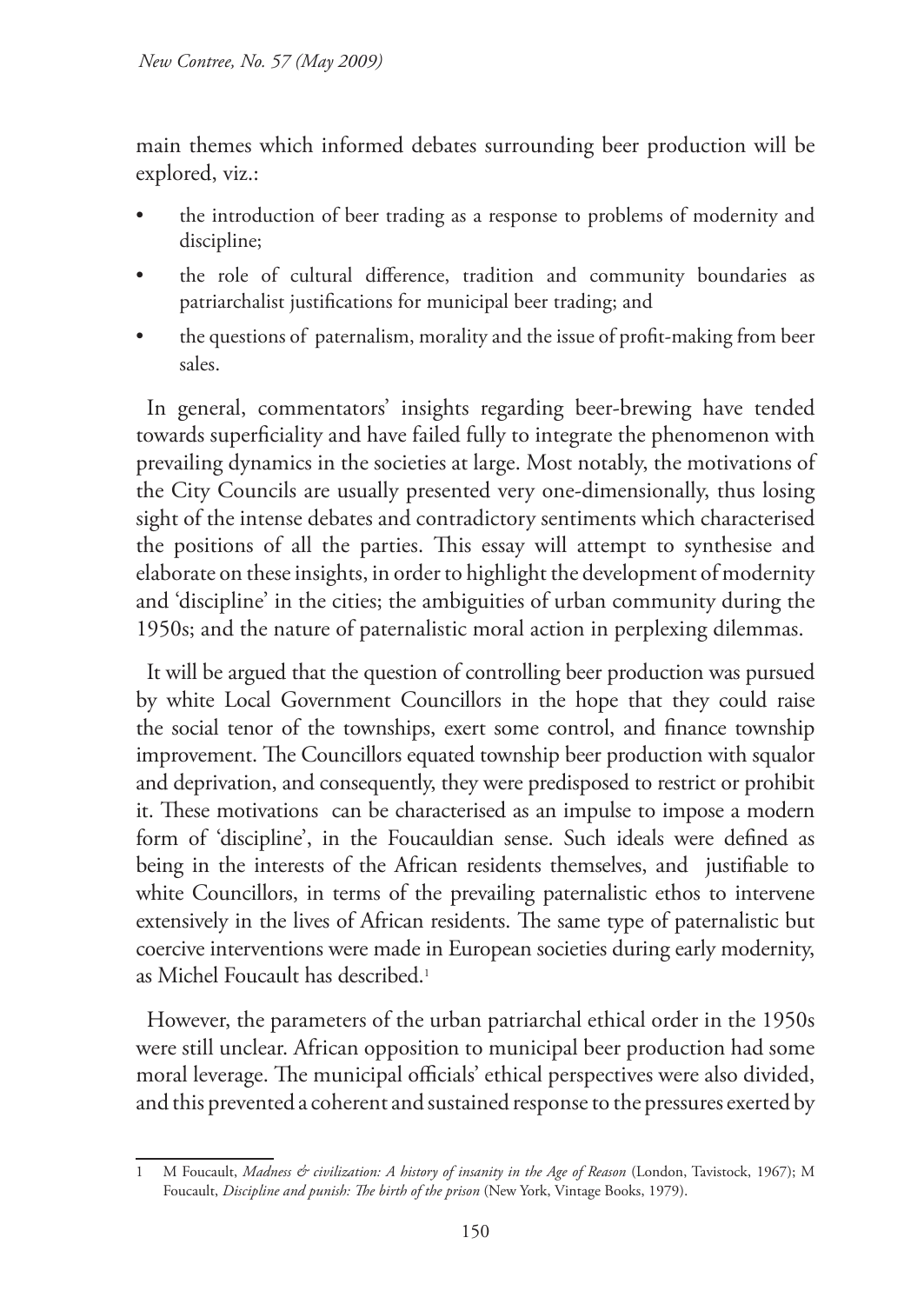main themes which informed debates surrounding beer production will be explored, viz.:

- the introduction of beer trading as a response to problems of modernity and discipline;
- the role of cultural difference, tradition and community boundaries as patriarchalist justifications for municipal beer trading; and
- the questions of paternalism, morality and the issue of profit-making from beer sales.

In general, commentators' insights regarding beer-brewing have tended towards superficiality and have failed fully to integrate the phenomenon with prevailing dynamics in the societies at large. Most notably, the motivations of the City Councils are usually presented very one-dimensionally, thus losing sight of the intense debates and contradictory sentiments which characterised the positions of all the parties. This essay will attempt to synthesise and elaborate on these insights, in order to highlight the development of modernity and 'discipline' in the cities; the ambiguities of urban community during the 1950s; and the nature of paternalistic moral action in perplexing dilemmas.

It will be argued that the question of controlling beer production was pursued by white Local Government Councillors in the hope that they could raise the social tenor of the townships, exert some control, and finance township improvement. The Councillors equated township beer production with squalor and deprivation, and consequently, they were predisposed to restrict or prohibit it. These motivations can be characterised as an impulse to impose a modern form of 'discipline', in the Foucauldian sense. Such ideals were defined as being in the interests of the African residents themselves, and justifiable to white Councillors, in terms of the prevailing paternalistic ethos to intervene extensively in the lives of African residents. The same type of paternalistic but coercive interventions were made in European societies during early modernity, as Michel Foucault has described.[1]

However, the parameters of the urban patriarchal ethical order in the 1950s were still unclear. African opposition to municipal beer production had some moral leverage. The municipal officials' ethical perspectives were also divided, and this prevented a coherent and sustained response to the pressures exerted by

---

1 M Foucault, *Madness & civilization: A history of insanity in the Age of Reason* (London, Tavistock, 1967); M Foucault, *Discipline and punish: The birth of the prison* (New York, Vintage Books, 1979).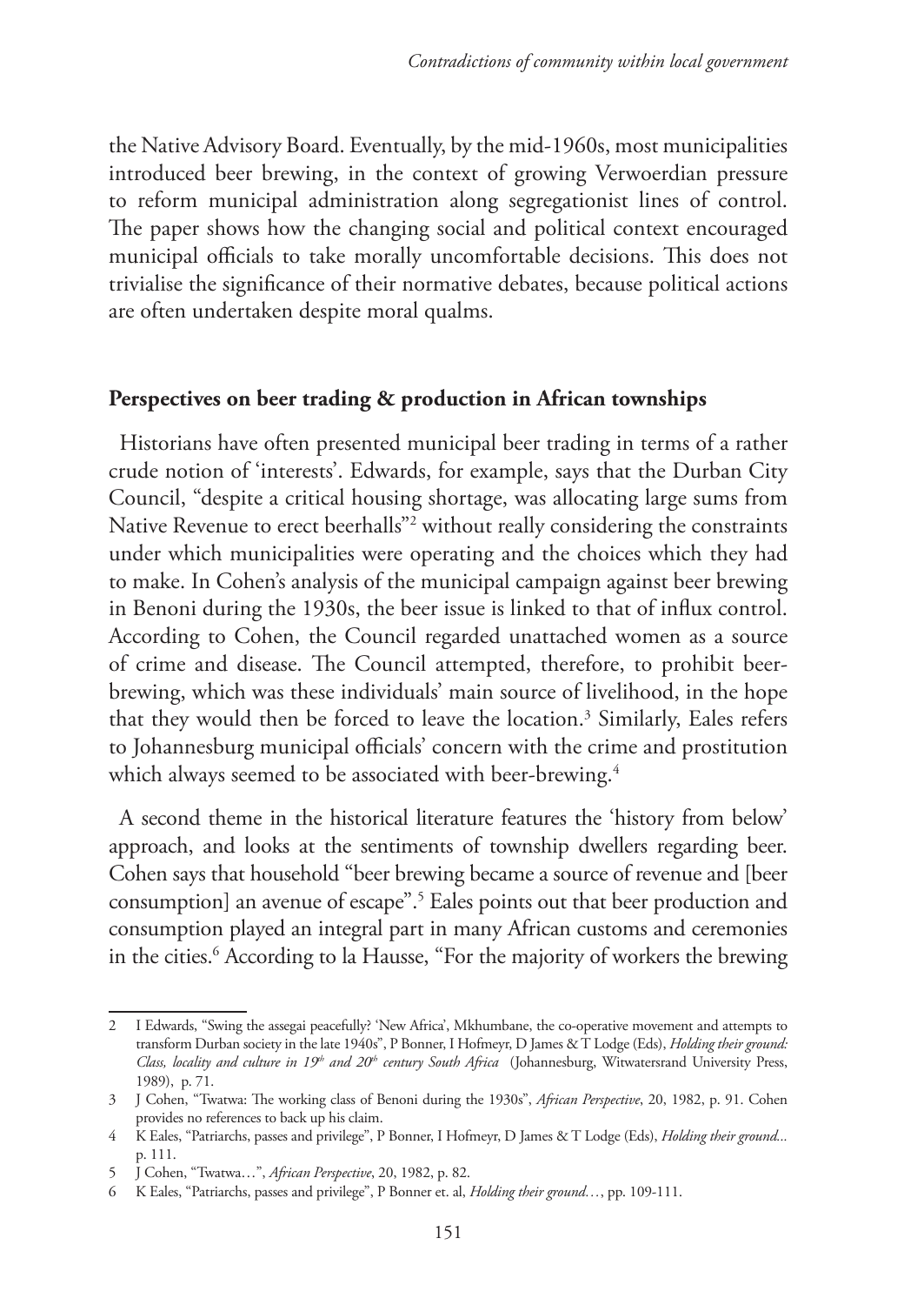the Native Advisory Board. Eventually, by the mid-1960s, most municipalities introduced beer brewing, in the context of growing Verwoerdian pressure to reform municipal administration along segregationist lines of control. The paper shows how the changing social and political context encouraged municipal officials to take morally uncomfortable decisions. This does not trivialise the significance of their normative debates, because political actions are often undertaken despite moral qualms.

## Perspectives on beer trading & production in African townships

Historians have often presented municipal beer trading in terms of a rather crude notion of 'interests'. Edwards, for example, says that the Durban City Council, "despite a critical housing shortage, was allocating large sums from Native Revenue to erect beerhalls"[2] without really considering the constraints under which municipalities were operating and the choices which they had to make. In Cohen's analysis of the municipal campaign against beer brewing in Benoni during the 1930s, the beer issue is linked to that of influx control. According to Cohen, the Council regarded unattached women as a source of crime and disease. The Council attempted, therefore, to prohibit beer-brewing, which was these individuals' main source of livelihood, in the hope that they would then be forced to leave the location.[3] Similarly, Eales refers to Johannesburg municipal officials' concern with the crime and prostitution which always seemed to be associated with beer-brewing.[4]

A second theme in the historical literature features the 'history from below' approach, and looks at the sentiments of township dwellers regarding beer. Cohen says that household "beer brewing became a source of revenue and [beer consumption] an avenue of escape".[5] Eales points out that beer production and consumption played an integral part in many African customs and ceremonies in the cities.[6] According to la Hausse, "For the majority of workers the brewing

---

2 I Edwards, "Swing the assegai peacefully? 'New Africa', Mkhumbane, the co-operative movement and attempts to transform Durban society in the late 1940s", P Bonner, I Hofmeyr, D James & T Lodge (Eds), *Holding their ground: Class, locality and culture in 19th and 20th century South Africa* (Johannesburg, Witwatersrand University Press, 1989), p. 71.

3 J Cohen, "Twatwa: The working class of Benoni during the 1930s", *African Perspective*, 20, 1982, p. 91. Cohen provides no references to back up his claim.

4 K Eales, "Patriarchs, passes and privilege", P Bonner, I Hofmeyr, D James & T Lodge (Eds), *Holding their ground...* p. 111.

5 J Cohen, "Twatwa…", *African Perspective*, 20, 1982, p. 82.

6 K Eales, "Patriarchs, passes and privilege", P Bonner et. al, *Holding their ground…*, pp. 109-111.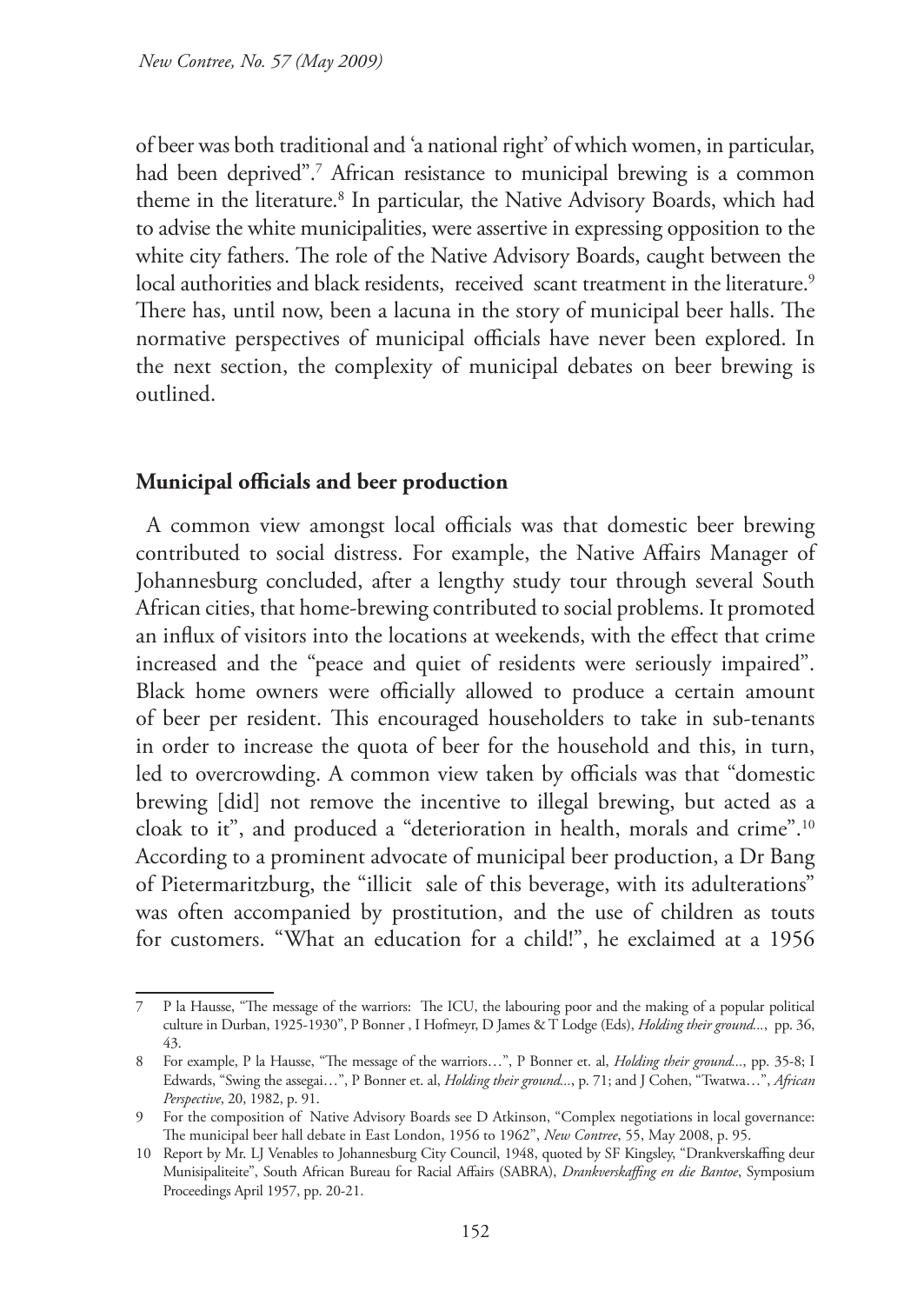of beer was both traditional and 'a national right' of which women, in particular, had been deprived".[7] African resistance to municipal brewing is a common theme in the literature.[8] In particular, the Native Advisory Boards, which had to advise the white municipalities, were assertive in expressing opposition to the white city fathers. The role of the Native Advisory Boards, caught between the local authorities and black residents, received scant treatment in the literature.[9] There has, until now, been a lacuna in the story of municipal beer halls. The normative perspectives of municipal officials have never been explored. In the next section, the complexity of municipal debates on beer brewing is outlined.

## Municipal officials and beer production

A common view amongst local officials was that domestic beer brewing contributed to social distress. For example, the Native Affairs Manager of Johannesburg concluded, after a lengthy study tour through several South African cities, that home-brewing contributed to social problems. It promoted an influx of visitors into the locations at weekends, with the effect that crime increased and the "peace and quiet of residents were seriously impaired". Black home owners were officially allowed to produce a certain amount of beer per resident. This encouraged householders to take in sub-tenants in order to increase the quota of beer for the household and this, in turn, led to overcrowding. A common view taken by officials was that "domestic brewing [did] not remove the incentive to illegal brewing, but acted as a cloak to it", and produced a "deterioration in health, morals and crime".[10] According to a prominent advocate of municipal beer production, a Dr Bang of Pietermaritzburg, the "illicit sale of this beverage, with its adulterations" was often accompanied by prostitution, and the use of children as touts for customers. "What an education for a child!", he exclaimed at a 1956

---

7 P la Hausse, "The message of the warriors: The ICU, the labouring poor and the making of a popular political culture in Durban, 1925-1930", P Bonner , I Hofmeyr, D James & T Lodge (Eds), *Holding their ground...*, pp. 36, 43.

8 For example, P la Hausse, "The message of the warriors…", P Bonner et. al, *Holding their ground...*, pp. 35-8; I Edwards, "Swing the assegai…", P Bonner et. al, *Holding their ground...*, p. 71; and J Cohen, "Twatwa…", *African Perspective*, 20, 1982, p. 91.

9 For the composition of Native Advisory Boards see D Atkinson, "Complex negotiations in local governance: The municipal beer hall debate in East London, 1956 to 1962", *New Contree*, 55, May 2008, p. 95.

10 Report by Mr. LJ Venables to Johannesburg City Council, 1948, quoted by SF Kingsley, "Drankverskaffing deur Munisipaliteite", South African Bureau for Racial Affairs (SABRA), *Drankverskaffing en die Bantoe*, Symposium Proceedings April 1957, pp. 20-21.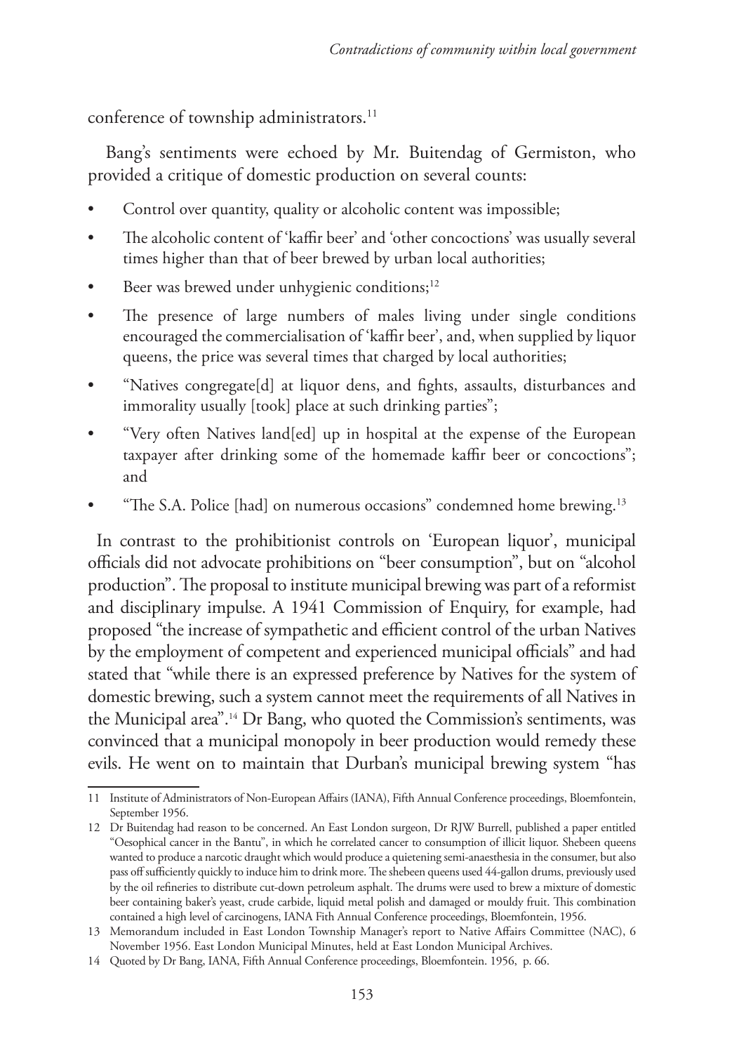conference of township administrators.[11]

Bang's sentiments were echoed by Mr. Buitendag of Germiston, who provided a critique of domestic production on several counts:

- Control over quantity, quality or alcoholic content was impossible;
- The alcoholic content of 'kaffir beer' and 'other concoctions' was usually several times higher than that of beer brewed by urban local authorities;
- Beer was brewed under unhygienic conditions;[12]
- The presence of large numbers of males living under single conditions encouraged the commercialisation of 'kaffir beer', and, when supplied by liquor queens, the price was several times that charged by local authorities;
- "Natives congregate[d] at liquor dens, and fights, assaults, disturbances and immorality usually [took] place at such drinking parties";
- "Very often Natives land[ed] up in hospital at the expense of the European taxpayer after drinking some of the homemade kaffir beer or concoctions"; and
- "The S.A. Police [had] on numerous occasions" condemned home brewing.[13]

In contrast to the prohibitionist controls on 'European liquor', municipal officials did not advocate prohibitions on "beer consumption", but on "alcohol production". The proposal to institute municipal brewing was part of a reformist and disciplinary impulse. A 1941 Commission of Enquiry, for example, had proposed "the increase of sympathetic and efficient control of the urban Natives by the employment of competent and experienced municipal officials" and had stated that "while there is an expressed preference by Natives for the system of domestic brewing, such a system cannot meet the requirements of all Natives in the Municipal area".[14] Dr Bang, who quoted the Commission's sentiments, was convinced that a municipal monopoly in beer production would remedy these evils. He went on to maintain that Durban's municipal brewing system "has

---

11 Institute of Administrators of Non-European Affairs (IANA), Fifth Annual Conference proceedings, Bloemfontein, September 1956.

12 Dr Buitendag had reason to be concerned. An East London surgeon, Dr RJW Burrell, published a paper entitled "Oesophical cancer in the Bantu", in which he correlated cancer to consumption of illicit liquor. Shebeen queens wanted to produce a narcotic draught which would produce a quietening semi-anaesthesia in the consumer, but also pass off sufficiently quickly to induce him to drink more. The shebeen queens used 44-gallon drums, previously used by the oil refineries to distribute cut-down petroleum asphalt. The drums were used to brew a mixture of domestic beer containing baker's yeast, crude carbide, liquid metal polish and damaged or mouldy fruit. This combination contained a high level of carcinogens, IANA Fith Annual Conference proceedings, Bloemfontein, 1956.

13 Memorandum included in East London Township Manager's report to Native Affairs Committee (NAC), 6 November 1956. East London Municipal Minutes, held at East London Municipal Archives.

14 Quoted by Dr Bang, IANA, Fifth Annual Conference proceedings, Bloemfontein. 1956, p. 66.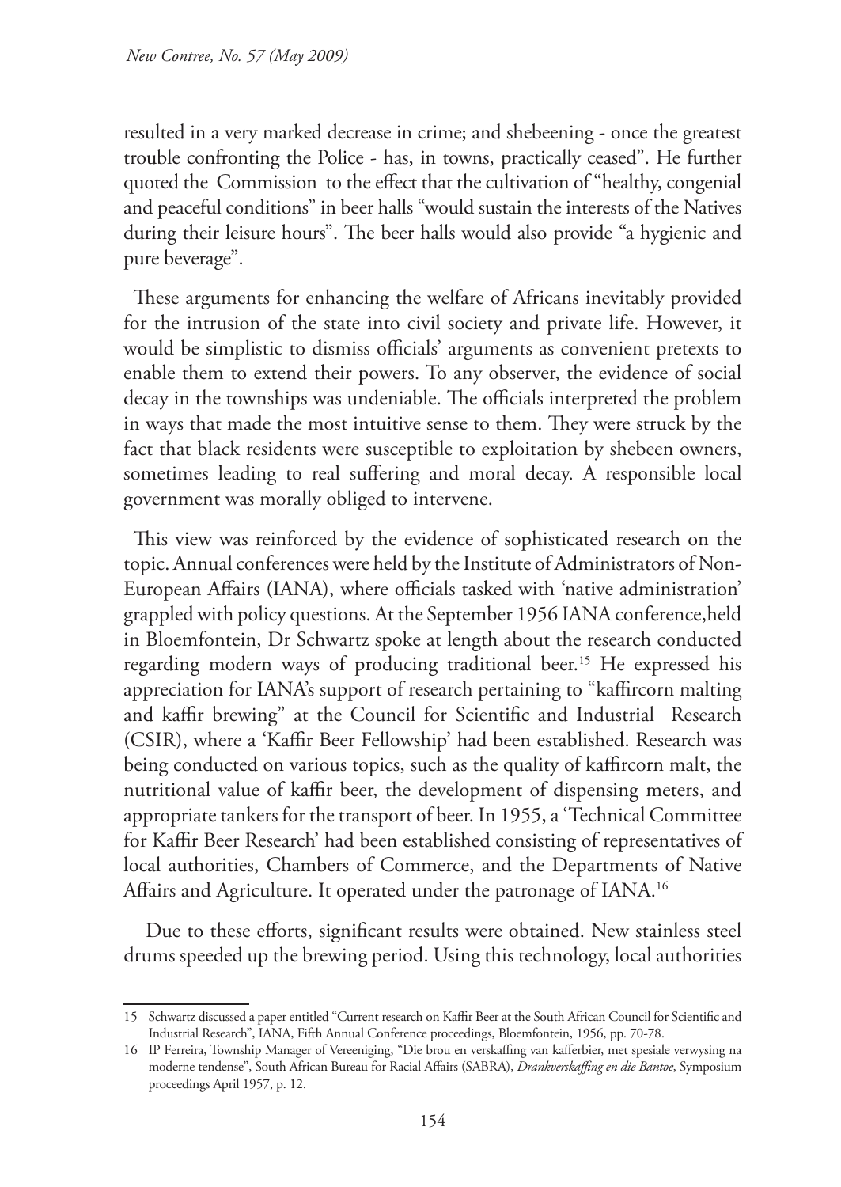resulted in a very marked decrease in crime; and shebeening - once the greatest trouble confronting the Police - has, in towns, practically ceased". He further quoted the Commission to the effect that the cultivation of "healthy, congenial and peaceful conditions" in beer halls "would sustain the interests of the Natives during their leisure hours". The beer halls would also provide "a hygienic and pure beverage".

These arguments for enhancing the welfare of Africans inevitably provided for the intrusion of the state into civil society and private life. However, it would be simplistic to dismiss officials' arguments as convenient pretexts to enable them to extend their powers. To any observer, the evidence of social decay in the townships was undeniable. The officials interpreted the problem in ways that made the most intuitive sense to them. They were struck by the fact that black residents were susceptible to exploitation by shebeen owners, sometimes leading to real suffering and moral decay. A responsible local government was morally obliged to intervene.

This view was reinforced by the evidence of sophisticated research on the topic. Annual conferences were held by the Institute of Administrators of Non-European Affairs (IANA), where officials tasked with 'native administration' grappled with policy questions. At the September 1956 IANA conference,held in Bloemfontein, Dr Schwartz spoke at length about the research conducted regarding modern ways of producing traditional beer.[15] He expressed his appreciation for IANA's support of research pertaining to "kaffircorn malting and kaffir brewing" at the Council for Scientific and Industrial Research (CSIR), where a 'Kaffir Beer Fellowship' had been established. Research was being conducted on various topics, such as the quality of kaffircorn malt, the nutritional value of kaffir beer, the development of dispensing meters, and appropriate tankers for the transport of beer. In 1955, a 'Technical Committee for Kaffir Beer Research' had been established consisting of representatives of local authorities, Chambers of Commerce, and the Departments of Native Affairs and Agriculture. It operated under the patronage of IANA.[16]

Due to these efforts, significant results were obtained. New stainless steel drums speeded up the brewing period. Using this technology, local authorities

---

15 Schwartz discussed a paper entitled "Current research on Kaffir Beer at the South African Council for Scientific and Industrial Research", IANA, Fifth Annual Conference proceedings, Bloemfontein, 1956, pp. 70-78.

16 IP Ferreira, Township Manager of Vereeniging, "Die brou en verskaffing van kafferbier, met spesiale verwysing na moderne tendense", South African Bureau for Racial Affairs (SABRA), *Drankverskaffing en die Bantoe*, Symposium proceedings April 1957, p. 12.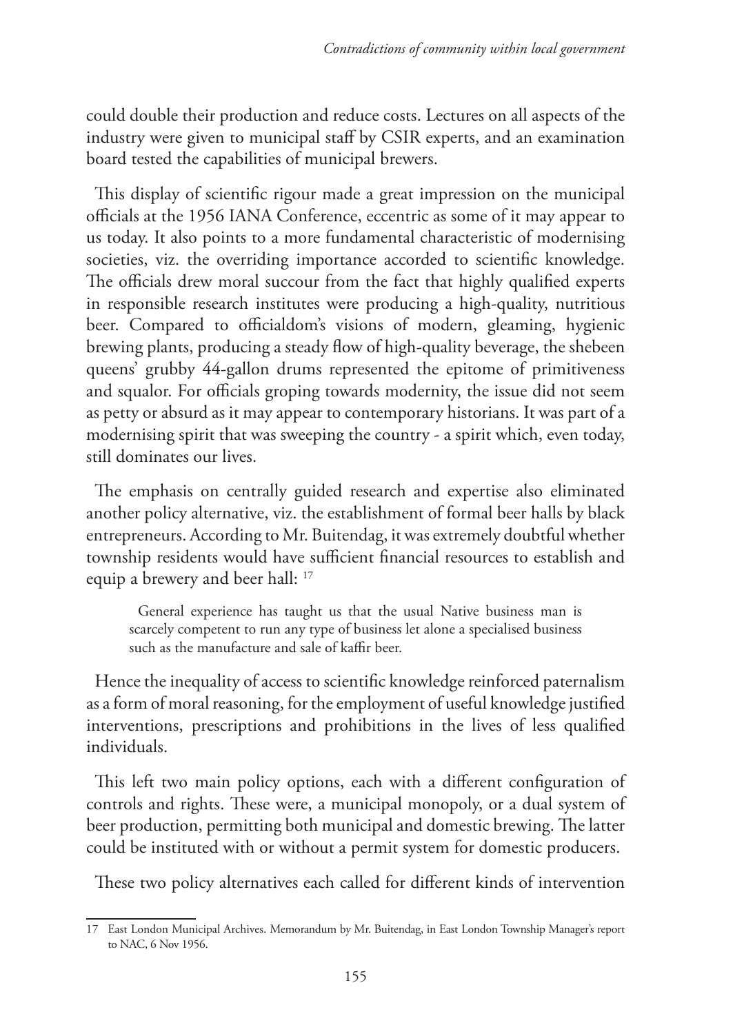could double their production and reduce costs. Lectures on all aspects of the industry were given to municipal staff by CSIR experts, and an examination board tested the capabilities of municipal brewers.

This display of scientific rigour made a great impression on the municipal officials at the 1956 IANA Conference, eccentric as some of it may appear to us today. It also points to a more fundamental characteristic of modernising societies, viz. the overriding importance accorded to scientific knowledge. The officials drew moral succour from the fact that highly qualified experts in responsible research institutes were producing a high-quality, nutritious beer. Compared to officialdom's visions of modern, gleaming, hygienic brewing plants, producing a steady flow of high-quality beverage, the shebeen queens' grubby 44-gallon drums represented the epitome of primitiveness and squalor. For officials groping towards modernity, the issue did not seem as petty or absurd as it may appear to contemporary historians. It was part of a modernising spirit that was sweeping the country - a spirit which, even today, still dominates our lives.

The emphasis on centrally guided research and expertise also eliminated another policy alternative, viz. the establishment of formal beer halls by black entrepreneurs. According to Mr. Buitendag, it was extremely doubtful whether township residents would have sufficient financial resources to establish and equip a brewery and beer hall: [17]

> General experience has taught us that the usual Native business man is scarcely competent to run any type of business let alone a specialised business such as the manufacture and sale of kaffir beer.

Hence the inequality of access to scientific knowledge reinforced paternalism as a form of moral reasoning, for the employment of useful knowledge justified interventions, prescriptions and prohibitions in the lives of less qualified individuals.

This left two main policy options, each with a different configuration of controls and rights. These were, a municipal monopoly, or a dual system of beer production, permitting both municipal and domestic brewing. The latter could be instituted with or without a permit system for domestic producers.

These two policy alternatives each called for different kinds of intervention

---

17 East London Municipal Archives. Memorandum by Mr. Buitendag, in East London Township Manager's report to NAC, 6 Nov 1956.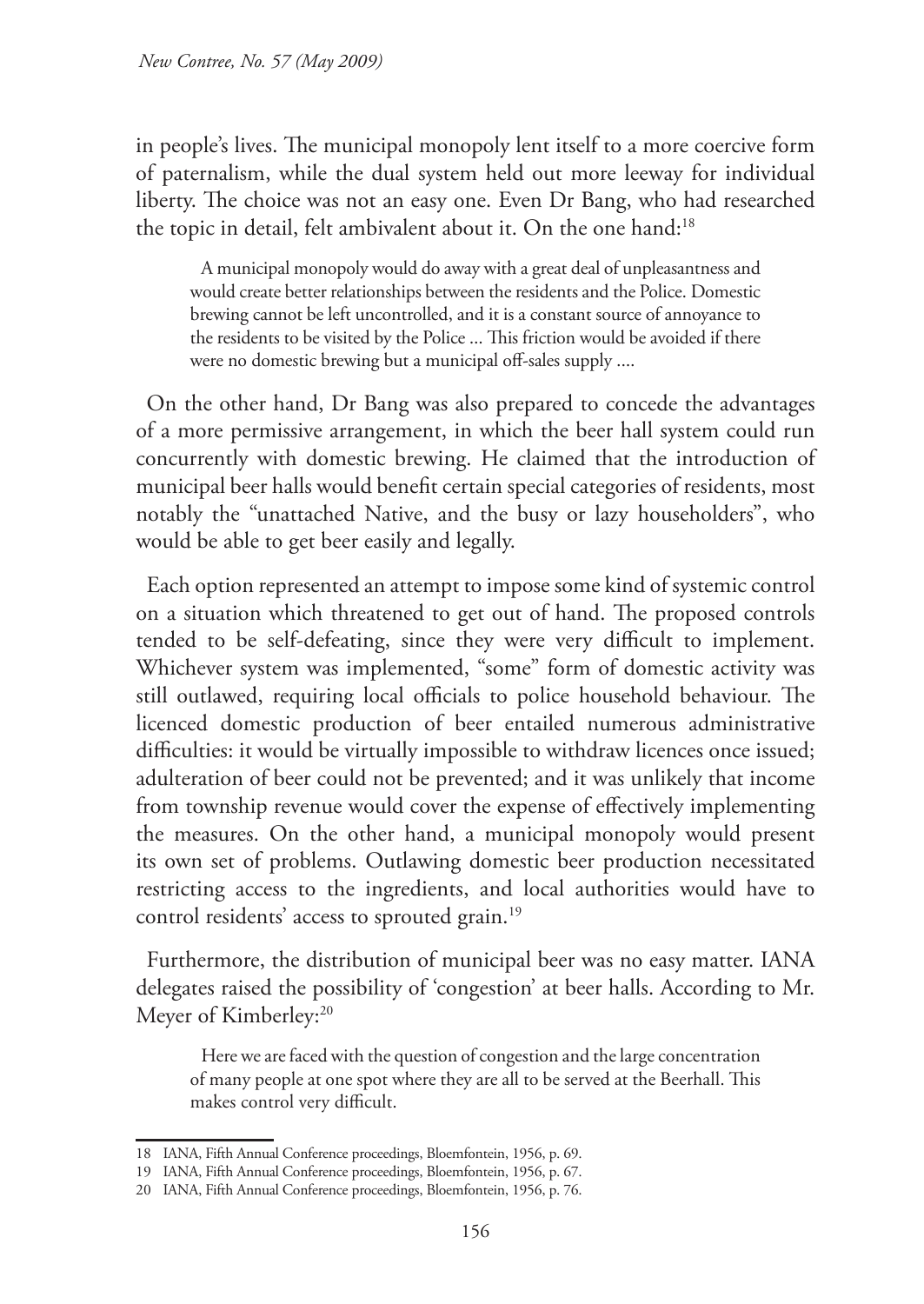in people's lives. The municipal monopoly lent itself to a more coercive form of paternalism, while the dual system held out more leeway for individual liberty. The choice was not an easy one. Even Dr Bang, who had researched the topic in detail, felt ambivalent about it. On the one hand:[18]

> A municipal monopoly would do away with a great deal of unpleasantness and would create better relationships between the residents and the Police. Domestic brewing cannot be left uncontrolled, and it is a constant source of annoyance to the residents to be visited by the Police ... This friction would be avoided if there were no domestic brewing but a municipal off-sales supply ....

On the other hand, Dr Bang was also prepared to concede the advantages of a more permissive arrangement, in which the beer hall system could run concurrently with domestic brewing. He claimed that the introduction of municipal beer halls would benefit certain special categories of residents, most notably the "unattached Native, and the busy or lazy householders", who would be able to get beer easily and legally.

Each option represented an attempt to impose some kind of systemic control on a situation which threatened to get out of hand. The proposed controls tended to be self-defeating, since they were very difficult to implement. Whichever system was implemented, "some" form of domestic activity was still outlawed, requiring local officials to police household behaviour. The licenced domestic production of beer entailed numerous administrative difficulties: it would be virtually impossible to withdraw licences once issued; adulteration of beer could not be prevented; and it was unlikely that income from township revenue would cover the expense of effectively implementing the measures. On the other hand, a municipal monopoly would present its own set of problems. Outlawing domestic beer production necessitated restricting access to the ingredients, and local authorities would have to control residents' access to sprouted grain.[19]

Furthermore, the distribution of municipal beer was no easy matter. IANA delegates raised the possibility of 'congestion' at beer halls. According to Mr. Meyer of Kimberley:[20]

> Here we are faced with the question of congestion and the large concentration of many people at one spot where they are all to be served at the Beerhall. This makes control very difficult.

---

18 IANA, Fifth Annual Conference proceedings, Bloemfontein, 1956, p. 69.

19 IANA, Fifth Annual Conference proceedings, Bloemfontein, 1956, p. 67.

20 IANA, Fifth Annual Conference proceedings, Bloemfontein, 1956, p. 76.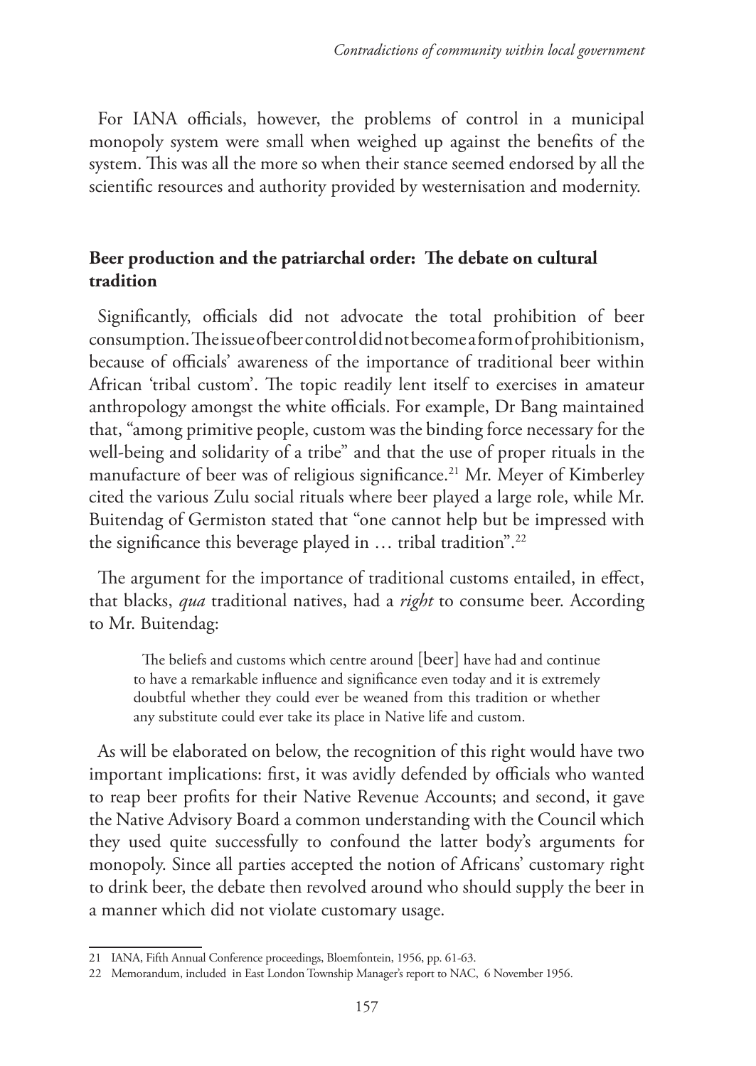For IANA officials, however, the problems of control in a municipal monopoly system were small when weighed up against the benefits of the system. This was all the more so when their stance seemed endorsed by all the scientific resources and authority provided by westernisation and modernity.

## Beer production and the patriarchal order: The debate on cultural tradition

Significantly, officials did not advocate the total prohibition of beer consumption. The issue of beer control did not become a form of prohibitionism, because of officials' awareness of the importance of traditional beer within African 'tribal custom'. The topic readily lent itself to exercises in amateur anthropology amongst the white officials. For example, Dr Bang maintained that, "among primitive people, custom was the binding force necessary for the well-being and solidarity of a tribe" and that the use of proper rituals in the manufacture of beer was of religious significance.[21] Mr. Meyer of Kimberley cited the various Zulu social rituals where beer played a large role, while Mr. Buitendag of Germiston stated that "one cannot help but be impressed with the significance this beverage played in … tribal tradition".[22]

The argument for the importance of traditional customs entailed, in effect, that blacks, *qua* traditional natives, had a *right* to consume beer. According to Mr. Buitendag:

> The beliefs and customs which centre around [beer] have had and continue to have a remarkable influence and significance even today and it is extremely doubtful whether they could ever be weaned from this tradition or whether any substitute could ever take its place in Native life and custom.

As will be elaborated on below, the recognition of this right would have two important implications: first, it was avidly defended by officials who wanted to reap beer profits for their Native Revenue Accounts; and second, it gave the Native Advisory Board a common understanding with the Council which they used quite successfully to confound the latter body's arguments for monopoly. Since all parties accepted the notion of Africans' customary right to drink beer, the debate then revolved around who should supply the beer in a manner which did not violate customary usage.

---

21 IANA, Fifth Annual Conference proceedings, Bloemfontein, 1956, pp. 61-63.

22 Memorandum, included in East London Township Manager's report to NAC, 6 November 1956.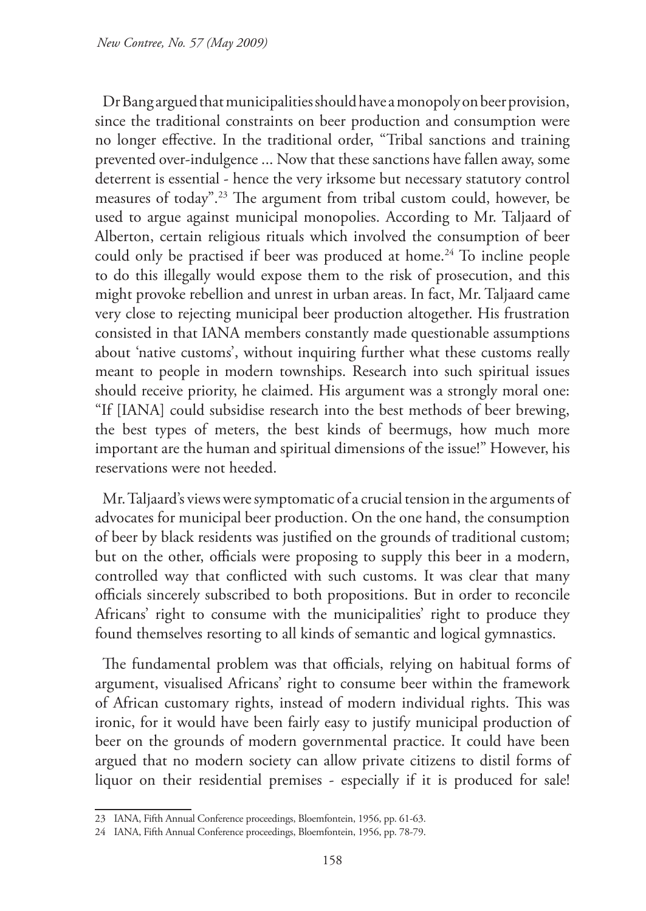Dr Bang argued that municipalities should have a monopoly on beer provision, since the traditional constraints on beer production and consumption were no longer effective. In the traditional order, "Tribal sanctions and training prevented over-indulgence ... Now that these sanctions have fallen away, some deterrent is essential - hence the very irksome but necessary statutory control measures of today".[23] The argument from tribal custom could, however, be used to argue against municipal monopolies. According to Mr. Taljaard of Alberton, certain religious rituals which involved the consumption of beer could only be practised if beer was produced at home.[24] To incline people to do this illegally would expose them to the risk of prosecution, and this might provoke rebellion and unrest in urban areas. In fact, Mr. Taljaard came very close to rejecting municipal beer production altogether. His frustration consisted in that IANA members constantly made questionable assumptions about 'native customs', without inquiring further what these customs really meant to people in modern townships. Research into such spiritual issues should receive priority, he claimed. His argument was a strongly moral one: "If [IANA] could subsidise research into the best methods of beer brewing, the best types of meters, the best kinds of beermugs, how much more important are the human and spiritual dimensions of the issue!" However, his reservations were not heeded.

Mr. Taljaard's views were symptomatic of a crucial tension in the arguments of advocates for municipal beer production. On the one hand, the consumption of beer by black residents was justified on the grounds of traditional custom; but on the other, officials were proposing to supply this beer in a modern, controlled way that conflicted with such customs. It was clear that many officials sincerely subscribed to both propositions. But in order to reconcile Africans' right to consume with the municipalities' right to produce they found themselves resorting to all kinds of semantic and logical gymnastics.

The fundamental problem was that officials, relying on habitual forms of argument, visualised Africans' right to consume beer within the framework of African customary rights, instead of modern individual rights. This was ironic, for it would have been fairly easy to justify municipal production of beer on the grounds of modern governmental practice. It could have been argued that no modern society can allow private citizens to distil forms of liquor on their residential premises - especially if it is produced for sale!

---

23 IANA, Fifth Annual Conference proceedings, Bloemfontein, 1956, pp. 61-63.

24 IANA, Fifth Annual Conference proceedings, Bloemfontein, 1956, pp. 78-79.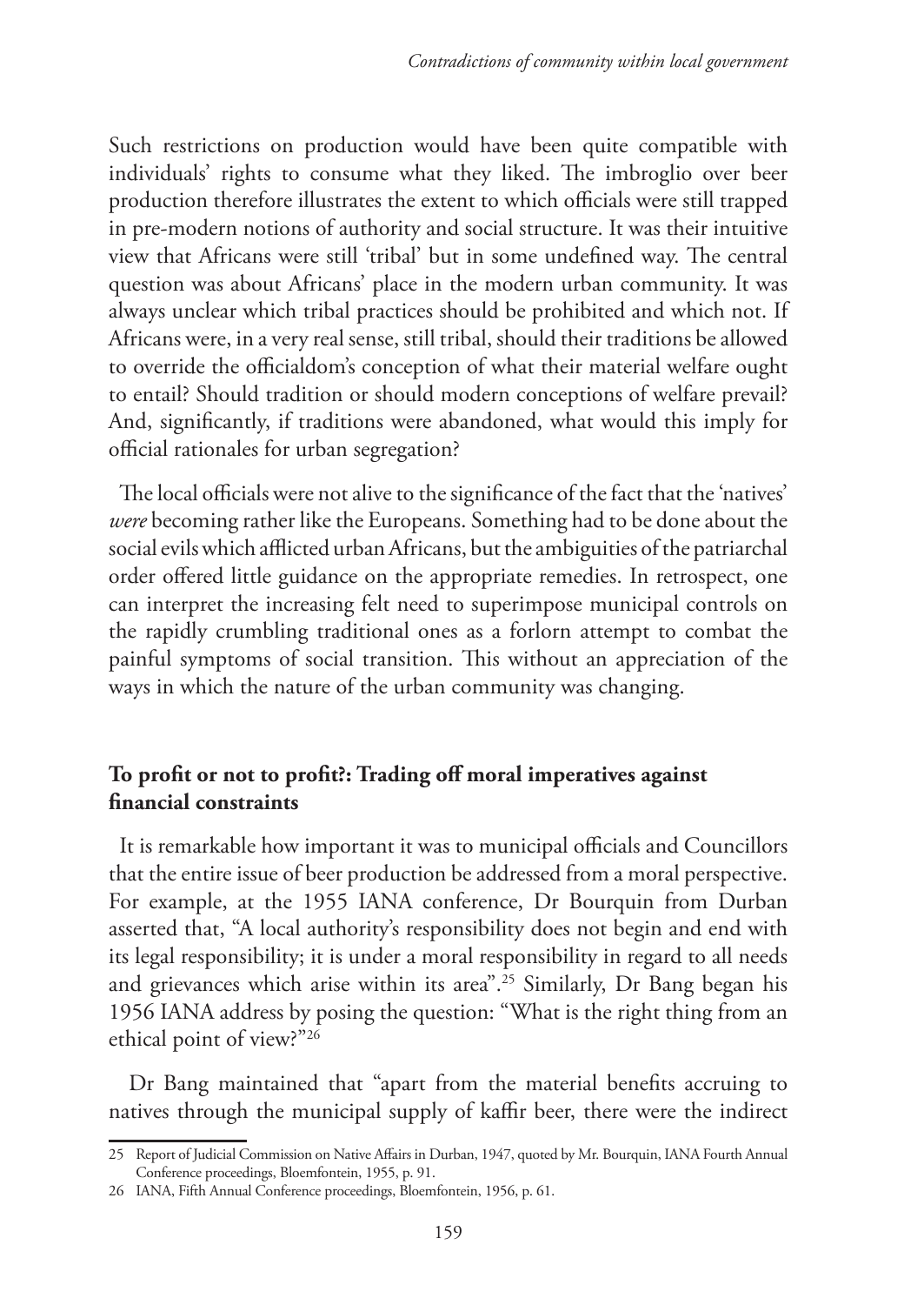Such restrictions on production would have been quite compatible with individuals' rights to consume what they liked. The imbroglio over beer production therefore illustrates the extent to which officials were still trapped in pre-modern notions of authority and social structure. It was their intuitive view that Africans were still 'tribal' but in some undefined way. The central question was about Africans' place in the modern urban community. It was always unclear which tribal practices should be prohibited and which not. If Africans were, in a very real sense, still tribal, should their traditions be allowed to override the officialdom's conception of what their material welfare ought to entail? Should tradition or should modern conceptions of welfare prevail? And, significantly, if traditions were abandoned, what would this imply for official rationales for urban segregation?

The local officials were not alive to the significance of the fact that the 'natives' *were* becoming rather like the Europeans. Something had to be done about the social evils which afflicted urban Africans, but the ambiguities of the patriarchal order offered little guidance on the appropriate remedies. In retrospect, one can interpret the increasing felt need to superimpose municipal controls on the rapidly crumbling traditional ones as a forlorn attempt to combat the painful symptoms of social transition. This without an appreciation of the ways in which the nature of the urban community was changing.

## To profit or not to profit?: Trading off moral imperatives against financial constraints

It is remarkable how important it was to municipal officials and Councillors that the entire issue of beer production be addressed from a moral perspective. For example, at the 1955 IANA conference, Dr Bourquin from Durban asserted that, "A local authority's responsibility does not begin and end with its legal responsibility; it is under a moral responsibility in regard to all needs and grievances which arise within its area".[25] Similarly, Dr Bang began his 1956 IANA address by posing the question: "What is the right thing from an ethical point of view?"[26]

Dr Bang maintained that "apart from the material benefits accruing to natives through the municipal supply of kaffir beer, there were the indirect

---

25 Report of Judicial Commission on Native Affairs in Durban, 1947, quoted by Mr. Bourquin, IANA Fourth Annual Conference proceedings, Bloemfontein, 1955, p. 91.

26 IANA, Fifth Annual Conference proceedings, Bloemfontein, 1956, p. 61.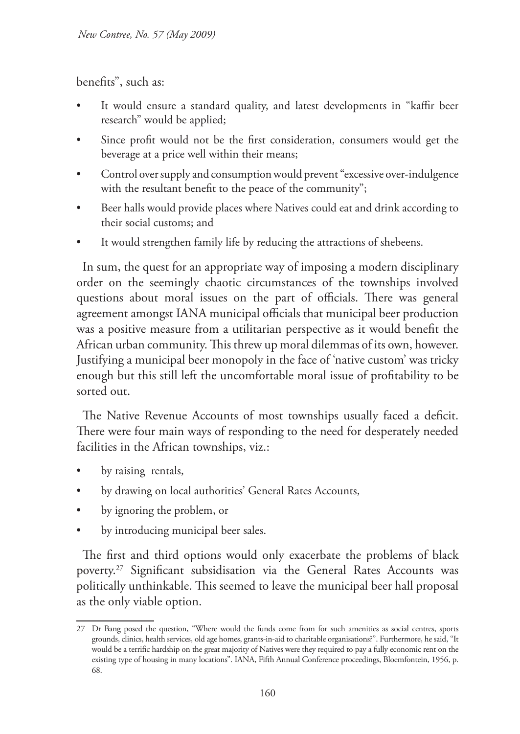benefits", such as:

- It would ensure a standard quality, and latest developments in "kaffir beer research" would be applied;
- Since profit would not be the first consideration, consumers would get the beverage at a price well within their means;
- Control over supply and consumption would prevent "excessive over-indulgence with the resultant benefit to the peace of the community";
- Beer halls would provide places where Natives could eat and drink according to their social customs; and
- It would strengthen family life by reducing the attractions of shebeens.

In sum, the quest for an appropriate way of imposing a modern disciplinary order on the seemingly chaotic circumstances of the townships involved questions about moral issues on the part of officials. There was general agreement amongst IANA municipal officials that municipal beer production was a positive measure from a utilitarian perspective as it would benefit the African urban community. This threw up moral dilemmas of its own, however. Justifying a municipal beer monopoly in the face of 'native custom' was tricky enough but this still left the uncomfortable moral issue of profitability to be sorted out.

The Native Revenue Accounts of most townships usually faced a deficit. There were four main ways of responding to the need for desperately needed facilities in the African townships, viz.:

- by raising rentals,
- by drawing on local authorities' General Rates Accounts,
- by ignoring the problem, or
- by introducing municipal beer sales.

The first and third options would only exacerbate the problems of black poverty.[27] Significant subsidisation via the General Rates Accounts was politically unthinkable. This seemed to leave the municipal beer hall proposal as the only viable option.

---

27 Dr Bang posed the question, "Where would the funds come from for such amenities as social centres, sports grounds, clinics, health services, old age homes, grants-in-aid to charitable organisations?". Furthermore, he said, "It would be a terrific hardship on the great majority of Natives were they required to pay a fully economic rent on the existing type of housing in many locations". IANA, Fifth Annual Conference proceedings, Bloemfontein, 1956, p. 68.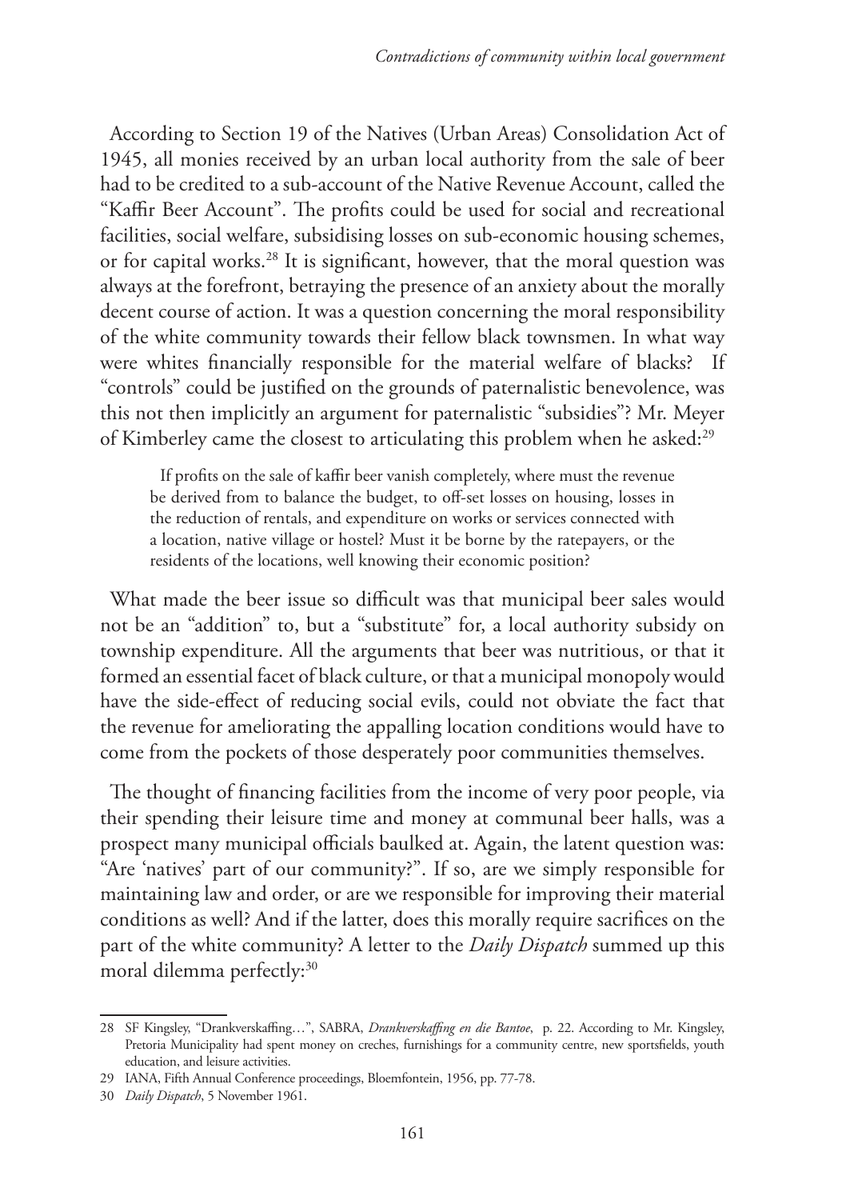According to Section 19 of the Natives (Urban Areas) Consolidation Act of 1945, all monies received by an urban local authority from the sale of beer had to be credited to a sub-account of the Native Revenue Account, called the "Kaffir Beer Account". The profits could be used for social and recreational facilities, social welfare, subsidising losses on sub-economic housing schemes, or for capital works.[28] It is significant, however, that the moral question was always at the forefront, betraying the presence of an anxiety about the morally decent course of action. It was a question concerning the moral responsibility of the white community towards their fellow black townsmen. In what way were whites financially responsible for the material welfare of blacks? If "controls" could be justified on the grounds of paternalistic benevolence, was this not then implicitly an argument for paternalistic "subsidies"? Mr. Meyer of Kimberley came the closest to articulating this problem when he asked:[29]

> If profits on the sale of kaffir beer vanish completely, where must the revenue be derived from to balance the budget, to off-set losses on housing, losses in the reduction of rentals, and expenditure on works or services connected with a location, native village or hostel? Must it be borne by the ratepayers, or the residents of the locations, well knowing their economic position?

What made the beer issue so difficult was that municipal beer sales would not be an "addition" to, but a "substitute" for, a local authority subsidy on township expenditure. All the arguments that beer was nutritious, or that it formed an essential facet of black culture, or that a municipal monopoly would have the side-effect of reducing social evils, could not obviate the fact that the revenue for ameliorating the appalling location conditions would have to come from the pockets of those desperately poor communities themselves.

The thought of financing facilities from the income of very poor people, via their spending their leisure time and money at communal beer halls, was a prospect many municipal officials baulked at. Again, the latent question was: "Are 'natives' part of our community?". If so, are we simply responsible for maintaining law and order, or are we responsible for improving their material conditions as well? And if the latter, does this morally require sacrifices on the part of the white community? A letter to the *Daily Dispatch* summed up this moral dilemma perfectly:[30]

---

28 SF Kingsley, "Drankverskaffing…", SABRA, *Drankverskaffing en die Bantoe*, p. 22. According to Mr. Kingsley, Pretoria Municipality had spent money on creches, furnishings for a community centre, new sportsfields, youth education, and leisure activities.

29 IANA, Fifth Annual Conference proceedings, Bloemfontein, 1956, pp. 77-78.

30 *Daily Dispatch*, 5 November 1961.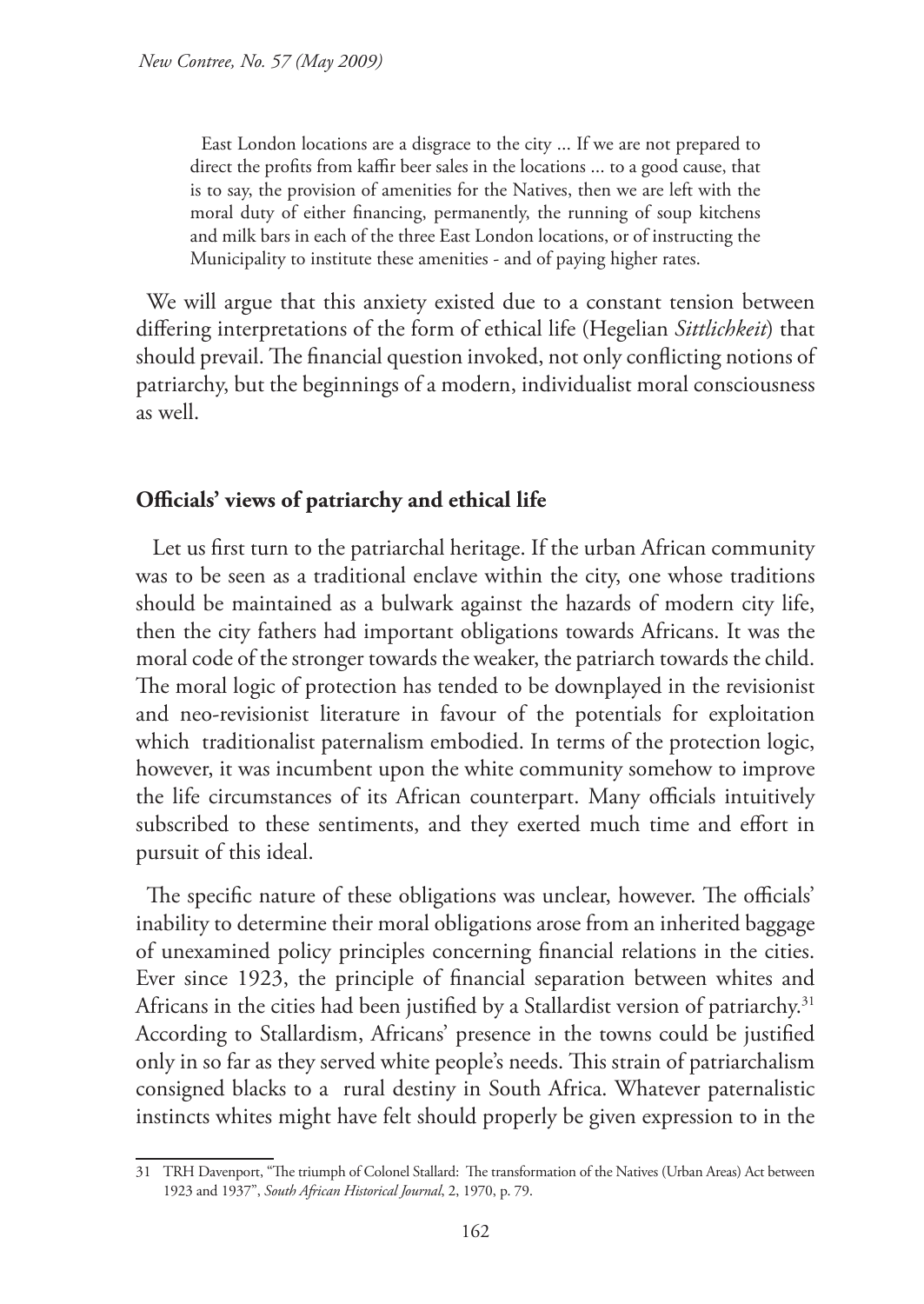> East London locations are a disgrace to the city ... If we are not prepared to direct the profits from kaffir beer sales in the locations ... to a good cause, that is to say, the provision of amenities for the Natives, then we are left with the moral duty of either financing, permanently, the running of soup kitchens and milk bars in each of the three East London locations, or of instructing the Municipality to institute these amenities - and of paying higher rates.

We will argue that this anxiety existed due to a constant tension between differing interpretations of the form of ethical life (Hegelian *Sittlichkeit*) that should prevail. The financial question invoked, not only conflicting notions of patriarchy, but the beginnings of a modern, individualist moral consciousness as well.

## Officials' views of patriarchy and ethical life

Let us first turn to the patriarchal heritage. If the urban African community was to be seen as a traditional enclave within the city, one whose traditions should be maintained as a bulwark against the hazards of modern city life, then the city fathers had important obligations towards Africans. It was the moral code of the stronger towards the weaker, the patriarch towards the child. The moral logic of protection has tended to be downplayed in the revisionist and neo-revisionist literature in favour of the potentials for exploitation which traditionalist paternalism embodied. In terms of the protection logic, however, it was incumbent upon the white community somehow to improve the life circumstances of its African counterpart. Many officials intuitively subscribed to these sentiments, and they exerted much time and effort in pursuit of this ideal.

The specific nature of these obligations was unclear, however. The officials' inability to determine their moral obligations arose from an inherited baggage of unexamined policy principles concerning financial relations in the cities. Ever since 1923, the principle of financial separation between whites and Africans in the cities had been justified by a Stallardist version of patriarchy.[31] According to Stallardism, Africans' presence in the towns could be justified only in so far as they served white people's needs. This strain of patriarchalism consigned blacks to a rural destiny in South Africa. Whatever paternalistic instincts whites might have felt should properly be given expression to in the

---

31 TRH Davenport, "The triumph of Colonel Stallard: The transformation of the Natives (Urban Areas) Act between 1923 and 1937", *South African Historical Journal*, 2, 1970, p. 79.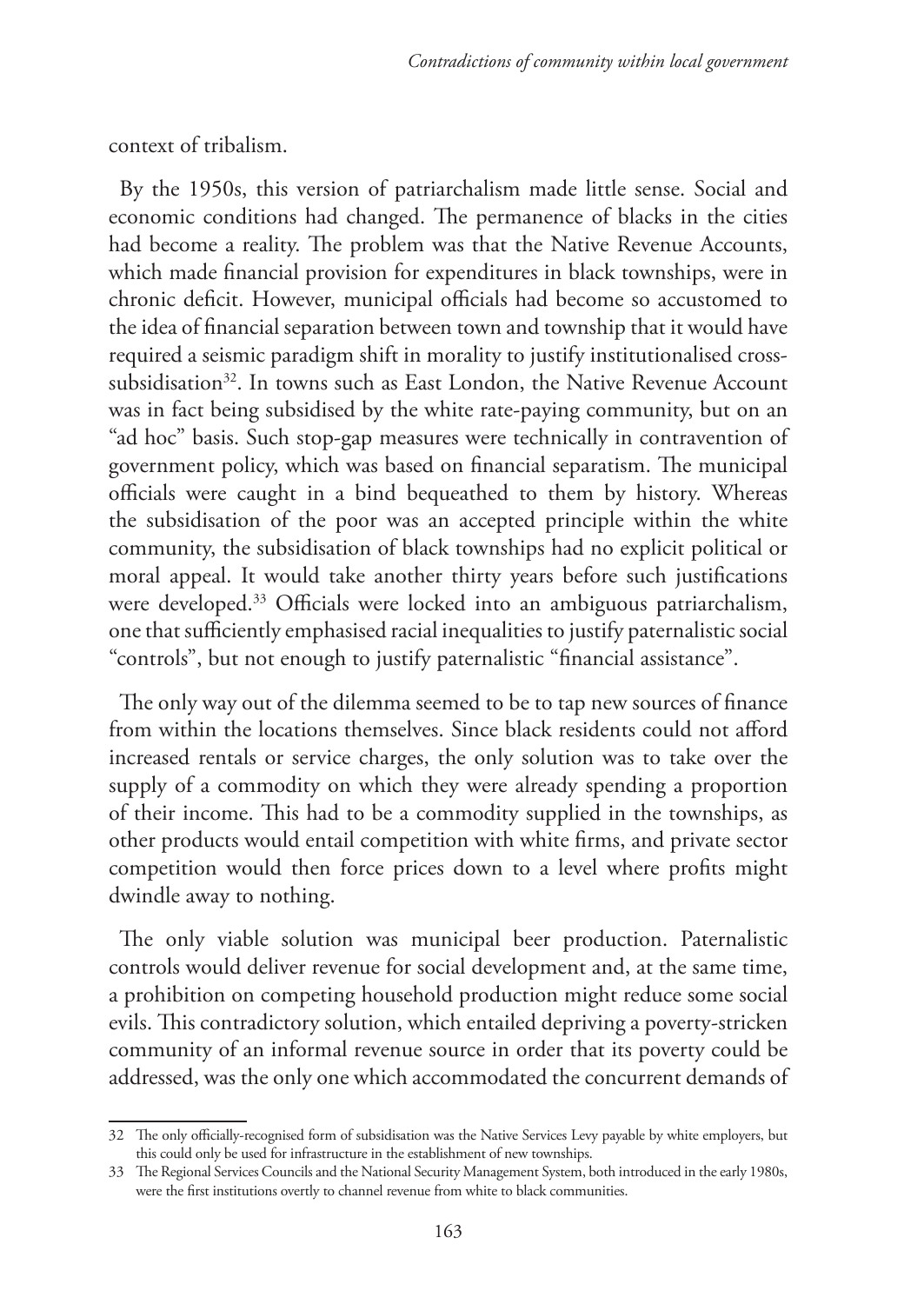context of tribalism.

By the 1950s, this version of patriarchalism made little sense. Social and economic conditions had changed. The permanence of blacks in the cities had become a reality. The problem was that the Native Revenue Accounts, which made financial provision for expenditures in black townships, were in chronic deficit. However, municipal officials had become so accustomed to the idea of financial separation between town and township that it would have required a seismic paradigm shift in morality to justify institutionalised cross-subsidisation[32]. In towns such as East London, the Native Revenue Account was in fact being subsidised by the white rate-paying community, but on an "ad hoc" basis. Such stop-gap measures were technically in contravention of government policy, which was based on financial separatism. The municipal officials were caught in a bind bequeathed to them by history. Whereas the subsidisation of the poor was an accepted principle within the white community, the subsidisation of black townships had no explicit political or moral appeal. It would take another thirty years before such justifications were developed.[33] Officials were locked into an ambiguous patriarchalism, one that sufficiently emphasised racial inequalities to justify paternalistic social "controls", but not enough to justify paternalistic "financial assistance".

The only way out of the dilemma seemed to be to tap new sources of finance from within the locations themselves. Since black residents could not afford increased rentals or service charges, the only solution was to take over the supply of a commodity on which they were already spending a proportion of their income. This had to be a commodity supplied in the townships, as other products would entail competition with white firms, and private sector competition would then force prices down to a level where profits might dwindle away to nothing.

The only viable solution was municipal beer production. Paternalistic controls would deliver revenue for social development and, at the same time, a prohibition on competing household production might reduce some social evils. This contradictory solution, which entailed depriving a poverty-stricken community of an informal revenue source in order that its poverty could be addressed, was the only one which accommodated the concurrent demands of

32 The only officially-recognised form of subsidisation was the Native Services Levy payable by white employers, but this could only be used for infrastructure in the establishment of new townships.

33 The Regional Services Councils and the National Security Management System, both introduced in the early 1980s, were the first institutions overtly to channel revenue from white to black communities.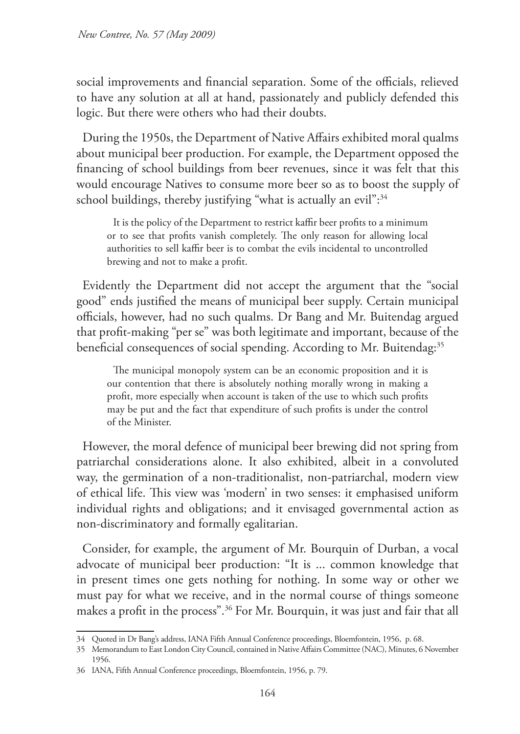social improvements and financial separation. Some of the officials, relieved to have any solution at all at hand, passionately and publicly defended this logic. But there were others who had their doubts.

During the 1950s, the Department of Native Affairs exhibited moral qualms about municipal beer production. For example, the Department opposed the financing of school buildings from beer revenues, since it was felt that this would encourage Natives to consume more beer so as to boost the supply of school buildings, thereby justifying "what is actually an evil":[34]

> It is the policy of the Department to restrict kaffir beer profits to a minimum or to see that profits vanish completely. The only reason for allowing local authorities to sell kaffir beer is to combat the evils incidental to uncontrolled brewing and not to make a profit.

Evidently the Department did not accept the argument that the "social good" ends justified the means of municipal beer supply. Certain municipal officials, however, had no such qualms. Dr Bang and Mr. Buitendag argued that profit-making "per se" was both legitimate and important, because of the beneficial consequences of social spending. According to Mr. Buitendag:[35]

> The municipal monopoly system can be an economic proposition and it is our contention that there is absolutely nothing morally wrong in making a profit, more especially when account is taken of the use to which such profits may be put and the fact that expenditure of such profits is under the control of the Minister.

However, the moral defence of municipal beer brewing did not spring from patriarchal considerations alone. It also exhibited, albeit in a convoluted way, the germination of a non-traditionalist, non-patriarchal, modern view of ethical life. This view was 'modern' in two senses: it emphasised uniform individual rights and obligations; and it envisaged governmental action as non-discriminatory and formally egalitarian.

Consider, for example, the argument of Mr. Bourquin of Durban, a vocal advocate of municipal beer production: "It is ... common knowledge that in present times one gets nothing for nothing. In some way or other we must pay for what we receive, and in the normal course of things someone makes a profit in the process".[36] For Mr. Bourquin, it was just and fair that all

---

34 Quoted in Dr Bang's address, IANA Fifth Annual Conference proceedings, Bloemfontein, 1956, p. 68.

35 Memorandum to East London City Council, contained in Native Affairs Committee (NAC), Minutes, 6 November 1956.

36 IANA, Fifth Annual Conference proceedings, Bloemfontein, 1956, p. 79.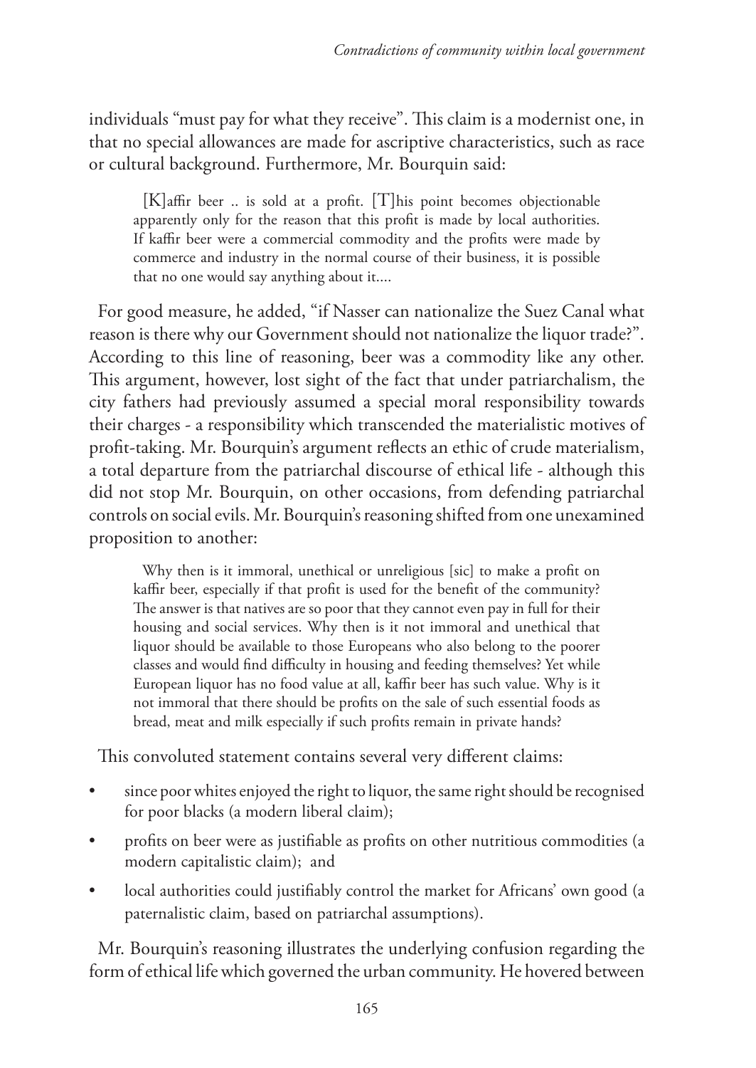individuals "must pay for what they receive". This claim is a modernist one, in that no special allowances are made for ascriptive characteristics, such as race or cultural background. Furthermore, Mr. Bourquin said:

> [K]affir beer .. is sold at a profit. [T]his point becomes objectionable apparently only for the reason that this profit is made by local authorities. If kaffir beer were a commercial commodity and the profits were made by commerce and industry in the normal course of their business, it is possible that no one would say anything about it....

For good measure, he added, "if Nasser can nationalize the Suez Canal what reason is there why our Government should not nationalize the liquor trade?". According to this line of reasoning, beer was a commodity like any other. This argument, however, lost sight of the fact that under patriarchalism, the city fathers had previously assumed a special moral responsibility towards their charges - a responsibility which transcended the materialistic motives of profit-taking. Mr. Bourquin's argument reflects an ethic of crude materialism, a total departure from the patriarchal discourse of ethical life - although this did not stop Mr. Bourquin, on other occasions, from defending patriarchal controls on social evils. Mr. Bourquin's reasoning shifted from one unexamined proposition to another:

> Why then is it immoral, unethical or unreligious [sic] to make a profit on kaffir beer, especially if that profit is used for the benefit of the community? The answer is that natives are so poor that they cannot even pay in full for their housing and social services. Why then is it not immoral and unethical that liquor should be available to those Europeans who also belong to the poorer classes and would find difficulty in housing and feeding themselves? Yet while European liquor has no food value at all, kaffir beer has such value. Why is it not immoral that there should be profits on the sale of such essential foods as bread, meat and milk especially if such profits remain in private hands?

This convoluted statement contains several very different claims:

- since poor whites enjoyed the right to liquor, the same right should be recognised for poor blacks (a modern liberal claim);
- profits on beer were as justifiable as profits on other nutritious commodities (a modern capitalistic claim); and
- local authorities could justifiably control the market for Africans' own good (a paternalistic claim, based on patriarchal assumptions).

Mr. Bourquin's reasoning illustrates the underlying confusion regarding the form of ethical life which governed the urban community. He hovered between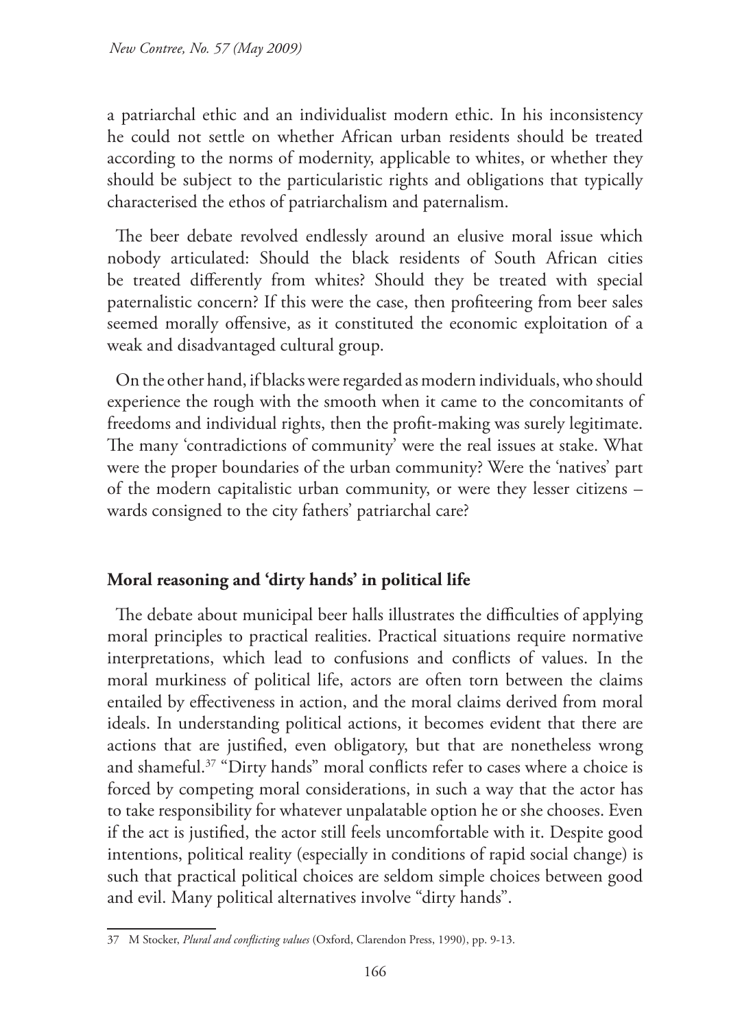a patriarchal ethic and an individualist modern ethic. In his inconsistency he could not settle on whether African urban residents should be treated according to the norms of modernity, applicable to whites, or whether they should be subject to the particularistic rights and obligations that typically characterised the ethos of patriarchalism and paternalism.

The beer debate revolved endlessly around an elusive moral issue which nobody articulated: Should the black residents of South African cities be treated differently from whites? Should they be treated with special paternalistic concern? If this were the case, then profiteering from beer sales seemed morally offensive, as it constituted the economic exploitation of a weak and disadvantaged cultural group.

On the other hand, if blacks were regarded as modern individuals, who should experience the rough with the smooth when it came to the concomitants of freedoms and individual rights, then the profit-making was surely legitimate. The many 'contradictions of community' were the real issues at stake. What were the proper boundaries of the urban community? Were the 'natives' part of the modern capitalistic urban community, or were they lesser citizens – wards consigned to the city fathers' patriarchal care?

## Moral reasoning and 'dirty hands' in political life

The debate about municipal beer halls illustrates the difficulties of applying moral principles to practical realities. Practical situations require normative interpretations, which lead to confusions and conflicts of values. In the moral murkiness of political life, actors are often torn between the claims entailed by effectiveness in action, and the moral claims derived from moral ideals. In understanding political actions, it becomes evident that there are actions that are justified, even obligatory, but that are nonetheless wrong and shameful.[37] "Dirty hands" moral conflicts refer to cases where a choice is forced by competing moral considerations, in such a way that the actor has to take responsibility for whatever unpalatable option he or she chooses. Even if the act is justified, the actor still feels uncomfortable with it. Despite good intentions, political reality (especially in conditions of rapid social change) is such that practical political choices are seldom simple choices between good and evil. Many political alternatives involve "dirty hands".

---

37 M Stocker, *Plural and conflicting values* (Oxford, Clarendon Press, 1990), pp. 9-13.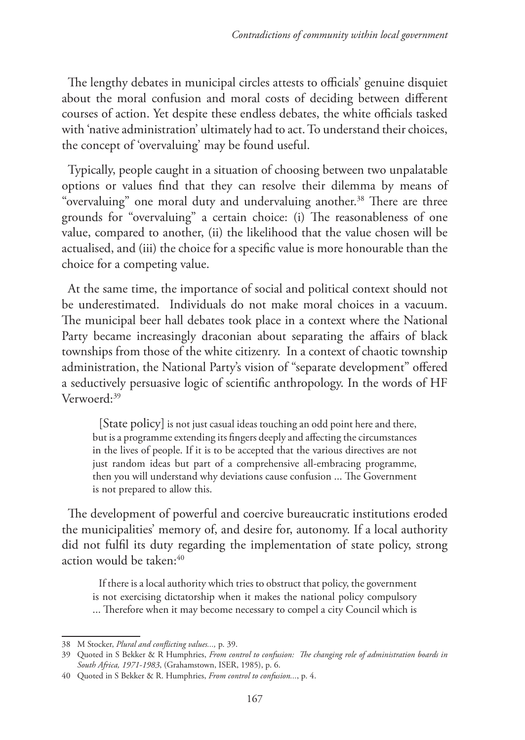The lengthy debates in municipal circles attests to officials' genuine disquiet about the moral confusion and moral costs of deciding between different courses of action. Yet despite these endless debates, the white officials tasked with 'native administration' ultimately had to act. To understand their choices, the concept of 'overvaluing' may be found useful.

Typically, people caught in a situation of choosing between two unpalatable options or values find that they can resolve their dilemma by means of "overvaluing" one moral duty and undervaluing another.[38] There are three grounds for "overvaluing" a certain choice: (i) The reasonableness of one value, compared to another, (ii) the likelihood that the value chosen will be actualised, and (iii) the choice for a specific value is more honourable than the choice for a competing value.

At the same time, the importance of social and political context should not be underestimated. Individuals do not make moral choices in a vacuum. The municipal beer hall debates took place in a context where the National Party became increasingly draconian about separating the affairs of black townships from those of the white citizenry. In a context of chaotic township administration, the National Party's vision of "separate development" offered a seductively persuasive logic of scientific anthropology. In the words of HF Verwoerd:[39]

> [State policy] is not just casual ideas touching an odd point here and there, but is a programme extending its fingers deeply and affecting the circumstances in the lives of people. If it is to be accepted that the various directives are not just random ideas but part of a comprehensive all-embracing programme, then you will understand why deviations cause confusion ... The Government is not prepared to allow this.

The development of powerful and coercive bureaucratic institutions eroded the municipalities' memory of, and desire for, autonomy. If a local authority did not fulfil its duty regarding the implementation of state policy, strong action would be taken:[40]

> If there is a local authority which tries to obstruct that policy, the government is not exercising dictatorship when it makes the national policy compulsory ... Therefore when it may become necessary to compel a city Council which is

---

38 M Stocker, *Plural and conflicting values...,* p. 39.

39 Quoted in S Bekker & R Humphries, *From control to confusion: The changing role of administration boards in South Africa, 1971-1983*, (Grahamstown, ISER, 1985), p. 6.

40 Quoted in S Bekker & R. Humphries, *From control to confusion...*, p. 4.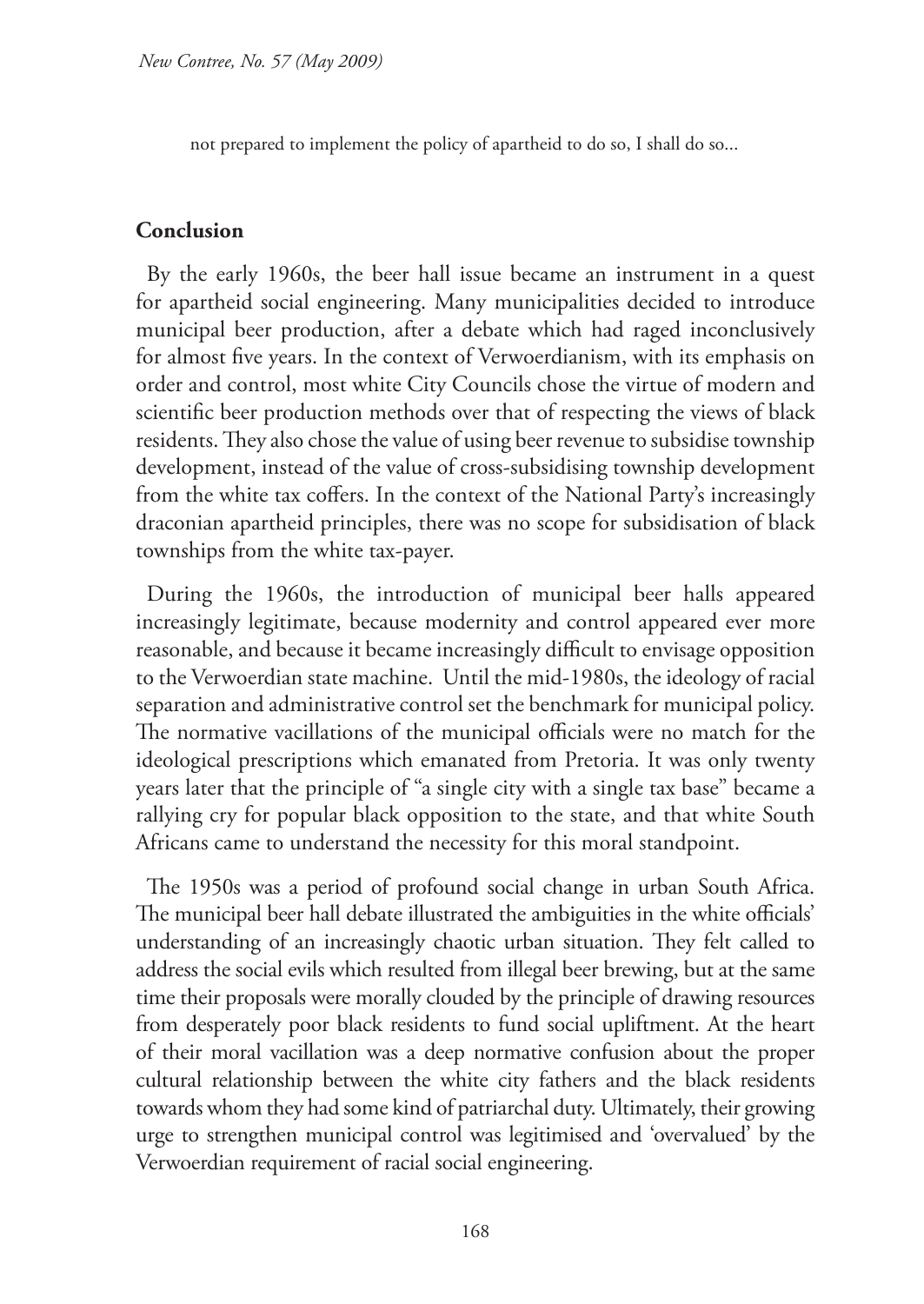not prepared to implement the policy of apartheid to do so, I shall do so...

## Conclusion

By the early 1960s, the beer hall issue became an instrument in a quest for apartheid social engineering. Many municipalities decided to introduce municipal beer production, after a debate which had raged inconclusively for almost five years. In the context of Verwoerdianism, with its emphasis on order and control, most white City Councils chose the virtue of modern and scientific beer production methods over that of respecting the views of black residents. They also chose the value of using beer revenue to subsidise township development, instead of the value of cross-subsidising township development from the white tax coffers. In the context of the National Party's increasingly draconian apartheid principles, there was no scope for subsidisation of black townships from the white tax-payer.

During the 1960s, the introduction of municipal beer halls appeared increasingly legitimate, because modernity and control appeared ever more reasonable, and because it became increasingly difficult to envisage opposition to the Verwoerdian state machine. Until the mid-1980s, the ideology of racial separation and administrative control set the benchmark for municipal policy. The normative vacillations of the municipal officials were no match for the ideological prescriptions which emanated from Pretoria. It was only twenty years later that the principle of "a single city with a single tax base" became a rallying cry for popular black opposition to the state, and that white South Africans came to understand the necessity for this moral standpoint.

The 1950s was a period of profound social change in urban South Africa. The municipal beer hall debate illustrated the ambiguities in the white officials' understanding of an increasingly chaotic urban situation. They felt called to address the social evils which resulted from illegal beer brewing, but at the same time their proposals were morally clouded by the principle of drawing resources from desperately poor black residents to fund social upliftment. At the heart of their moral vacillation was a deep normative confusion about the proper cultural relationship between the white city fathers and the black residents towards whom they had some kind of patriarchal duty. Ultimately, their growing urge to strengthen municipal control was legitimised and 'overvalued' by the Verwoerdian requirement of racial social engineering.